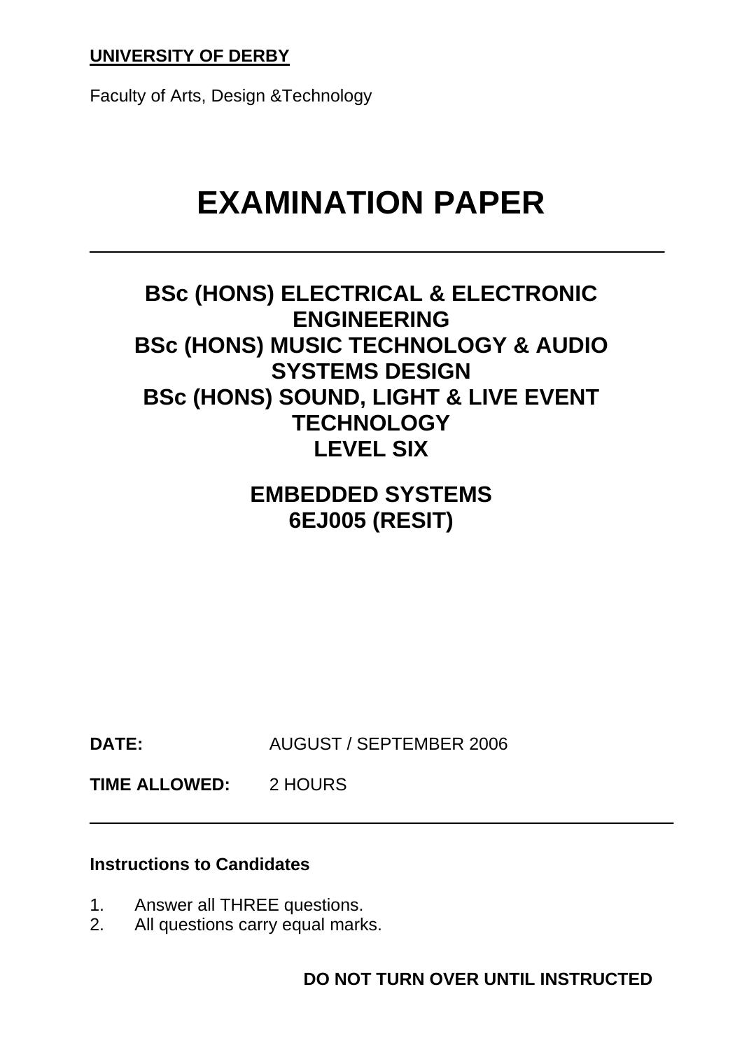**UNIVERSITY OF DERBY**

Faculty of Arts, Design &Technology

# EXAMINATION PAPER

---

## BSc (HONS) ELECTRICAL & ELECTRONIC ENGINEERING
## BSc (HONS) MUSIC TECHNOLOGY & AUDIO SYSTEMS DESIGN
## BSc (HONS) SOUND, LIGHT & LIVE EVENT TECHNOLOGY
## LEVEL SIX

## EMBEDDED SYSTEMS
## 6EJ005 (RESIT)

**DATE:** AUGUST / SEPTEMBER 2006

**TIME ALLOWED:** 2 HOURS

---

**Instructions to Candidates**

1. Answer all THREE questions.
2. All questions carry equal marks.

**DO NOT TURN OVER UNTIL INSTRUCTED**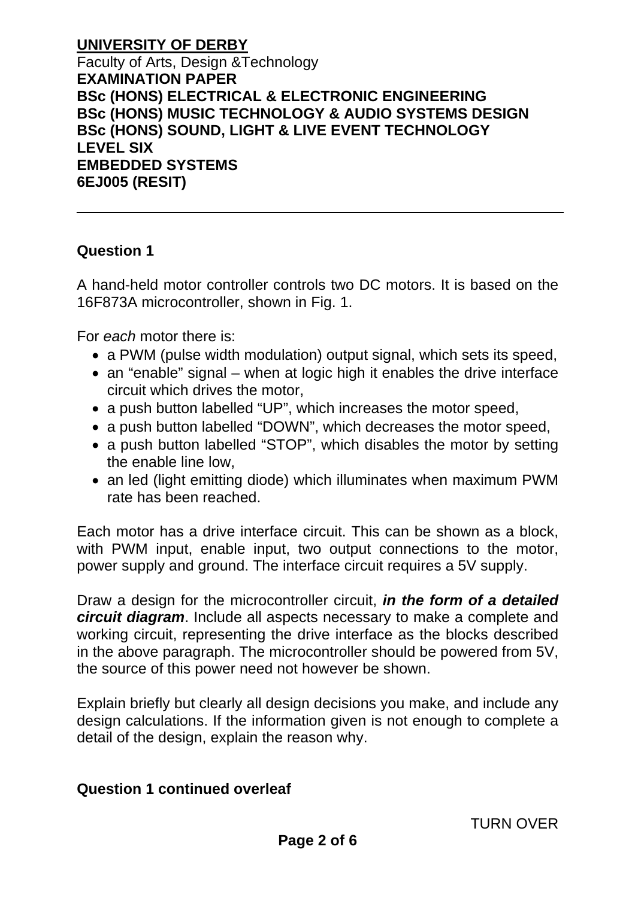**UNIVERSITY OF DERBY**
Faculty of Arts, Design &Technology
**EXAMINATION PAPER**
**BSc (HONS) ELECTRICAL & ELECTRONIC ENGINEERING**
**BSc (HONS) MUSIC TECHNOLOGY & AUDIO SYSTEMS DESIGN**
**BSc (HONS) SOUND, LIGHT & LIVE EVENT TECHNOLOGY**
**LEVEL SIX**
**EMBEDDED SYSTEMS**
**6EJ005 (RESIT)**

---

## Question 1

A hand-held motor controller controls two DC motors. It is based on the 16F873A microcontroller, shown in Fig. 1.

For *each* motor there is:

- a PWM (pulse width modulation) output signal, which sets its speed,
- an "enable" signal – when at logic high it enables the drive interface circuit which drives the motor,
- a push button labelled "UP", which increases the motor speed,
- a push button labelled "DOWN", which decreases the motor speed,
- a push button labelled "STOP", which disables the motor by setting the enable line low,
- an led (light emitting diode) which illuminates when maximum PWM rate has been reached.

Each motor has a drive interface circuit. This can be shown as a block, with PWM input, enable input, two output connections to the motor, power supply and ground. The interface circuit requires a 5V supply.

Draw a design for the microcontroller circuit, ***in the form of a detailed circuit diagram***. Include all aspects necessary to make a complete and working circuit, representing the drive interface as the blocks described in the above paragraph. The microcontroller should be powered from 5V, the source of this power need not however be shown.

Explain briefly but clearly all design decisions you make, and include any design calculations. If the information given is not enough to complete a detail of the design, explain the reason why.

**Question 1 continued overleaf**

TURN OVER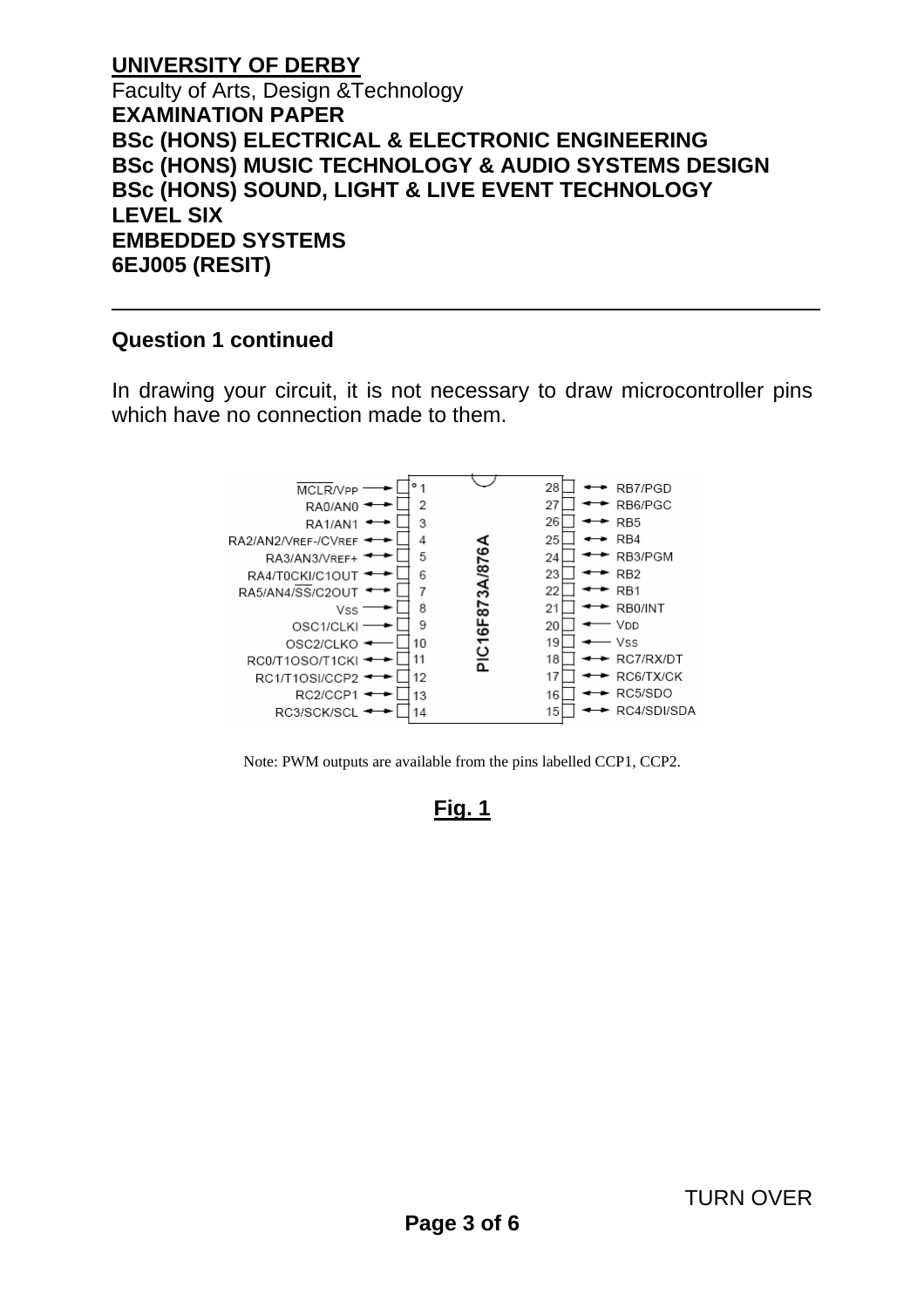## Question 1 continued

In drawing your circuit, it is not necessary to draw microcontroller pins which have no connection made to them.

**PIC16F873A/876A**

| Pin | Function | Pin | Function |
|---|---|---|---|
| 1 | $\overline{MCLR}$/VPP | 28 | RB7/PGD |
| 2 | RA0/AN0 | 27 | RB6/PGC |
| 3 | RA1/AN1 | 26 | RB5 |
| 4 | RA2/AN2/VREF-/CVREF | 25 | RB4 |
| 5 | RA3/AN3/VREF+ | 24 | RB3/PGM |
| 6 | RA4/T0CKI/C1OUT | 23 | RB2 |
| 7 | RA5/AN4/$\overline{SS}$/C2OUT | 22 | RB1 |
| 8 | VSS | 21 | RB0/INT |
| 9 | OSC1/CLKI | 20 | VDD |
| 10 | OSC2/CLKO | 19 | VSS |
| 11 | RC0/T1OSO/T1CKI | 18 | RC7/RX/DT |
| 12 | RC1/T1OSI/CCP2 | 17 | RC6/TX/CK |
| 13 | RC2/CCP1 | 16 | RC5/SDO |
| 14 | RC3/SCK/SCL | 15 | RC4/SDI/SDA |

Note: PWM outputs are available from the pins labelled CCP1, CCP2.

**Fig. 1**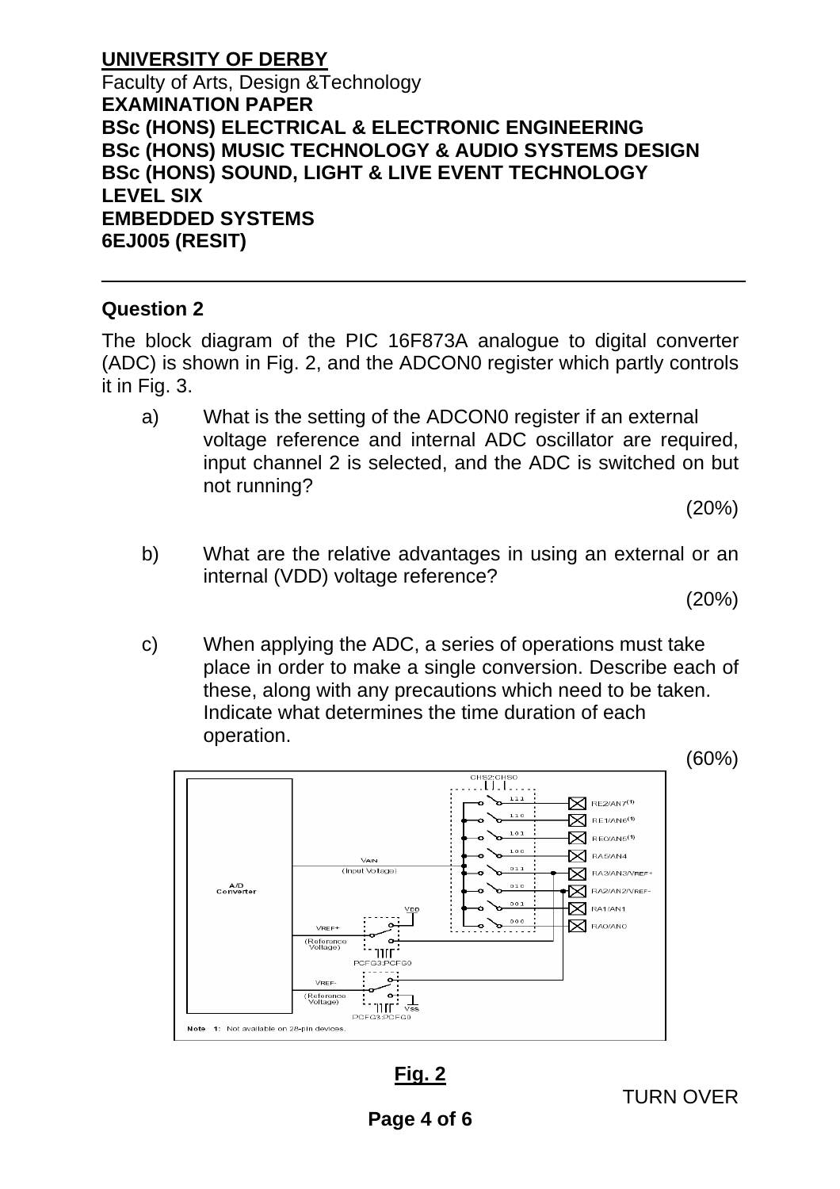**UNIVERSITY OF DERBY**
Faculty of Arts, Design &Technology
**EXAMINATION PAPER**
**BSc (HONS) ELECTRICAL & ELECTRONIC ENGINEERING**
**BSc (HONS) MUSIC TECHNOLOGY & AUDIO SYSTEMS DESIGN**
**BSc (HONS) SOUND, LIGHT & LIVE EVENT TECHNOLOGY**
**LEVEL SIX**
**EMBEDDED SYSTEMS**
**6EJ005 (RESIT)**

---

## Question 2

The block diagram of the PIC 16F873A analogue to digital converter (ADC) is shown in Fig. 2, and the ADCON0 register which partly controls it in Fig. 3.

a) What is the setting of the ADCON0 register if an external voltage reference and internal ADC oscillator are required, input channel 2 is selected, and the ADC is switched on but not running?

(20%)

b) What are the relative advantages in using an external or an internal (VDD) voltage reference?

(20%)

c) When applying the ADC, a series of operations must take place in order to make a single conversion. Describe each of these, along with any precautions which need to be taken. Indicate what determines the time duration of each operation.

(60%)

CHS2:CHS0

111 RE2/AN7(1)
110 RE1/AN6(1)
101 RE0/AN5(1)
100 RA5/AN4
011 RA3/AN3/VREF+
010 RA2/AN2/VREF-
001 RA1/AN1
000 RA0/AN0

A/D Converter

VAIN (Input Voltage)

VDD

VREF+ (Reference Voltage)

PCFG3:PCFG0

VREF- (Reference Voltage)

VSS

PCFG3:PCFG0

Note 1: Not available on 28-pin devices.

**Fig. 2**

TURN OVER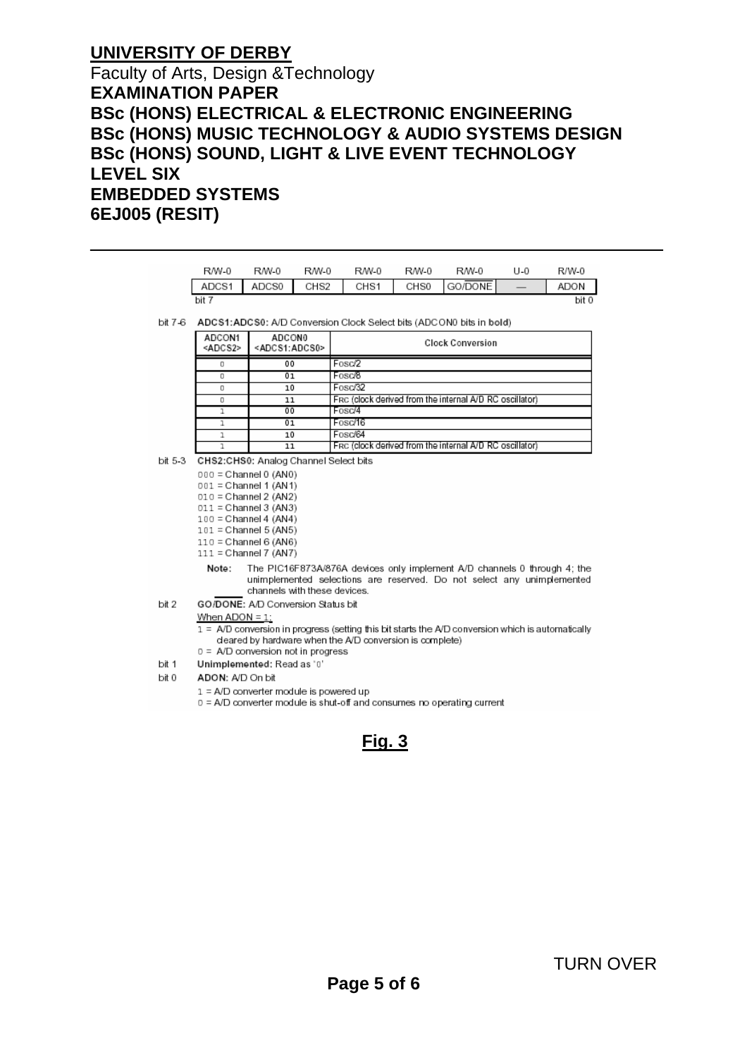**UNIVERSITY OF DERBY**
Faculty of Arts, Design &Technology
**EXAMINATION PAPER**
**BSc (HONS) ELECTRICAL & ELECTRONIC ENGINEERING**
**BSc (HONS) MUSIC TECHNOLOGY & AUDIO SYSTEMS DESIGN**
**BSc (HONS) SOUND, LIGHT & LIVE EVENT TECHNOLOGY**
**LEVEL SIX**
**EMBEDDED SYSTEMS**
**6EJ005 (RESIT)**

---

| R/W-0 | R/W-0 | R/W-0 | R/W-0 | R/W-0 | R/W-0 | U-0 | R/W-0 |
|---|---|---|---|---|---|---|---|
| ADCS1 | ADCS0 | CHS2 | CHS1 | CHS0 | GO/$\overline{\text{DONE}}$ | — | ADON |
| bit 7 | | | | | | | bit 0 |

bit 7-6 **ADCS1:ADCS0:** A/D Conversion Clock Select bits (ADCON0 bits in bold)

| ADCON1 <ADCS2> | ADCON0 <ADCS1:ADCS0> | Clock Conversion |
|---|---|---|
| 0 | 00 | Fosc/2 |
| 0 | 01 | Fosc/8 |
| 0 | 10 | Fosc/32 |
| 0 | 11 | FRC (clock derived from the internal A/D RC oscillator) |
| 1 | 00 | Fosc/4 |
| 1 | 01 | Fosc/16 |
| 1 | 10 | Fosc/64 |
| 1 | 11 | FRC (clock derived from the internal A/D RC oscillator) |

bit 5-3 **CHS2:CHS0:** Analog Channel Select bits

000 = Channel 0 (AN0)
001 = Channel 1 (AN1)
010 = Channel 2 (AN2)
011 = Channel 3 (AN3)
100 = Channel 4 (AN4)
101 = Channel 5 (AN5)
110 = Channel 6 (AN6)
111 = Channel 7 (AN7)

**Note:** The PIC16F873A/876A devices only implement A/D channels 0 through 4; the unimplemented selections are reserved. Do not select any unimplemented channels with these devices.

bit 2 **GO/$\overline{\text{DONE}}$:** A/D Conversion Status bit

When ADON = 1:
1 = A/D conversion in progress (setting this bit starts the A/D conversion which is automatically cleared by hardware when the A/D conversion is complete)
0 = A/D conversion not in progress

bit 1 **Unimplemented:** Read as '0'

bit 0 **ADON:** A/D On bit

1 = A/D converter module is powered up
0 = A/D converter module is shut-off and consumes no operating current

**Fig. 3**

TURN OVER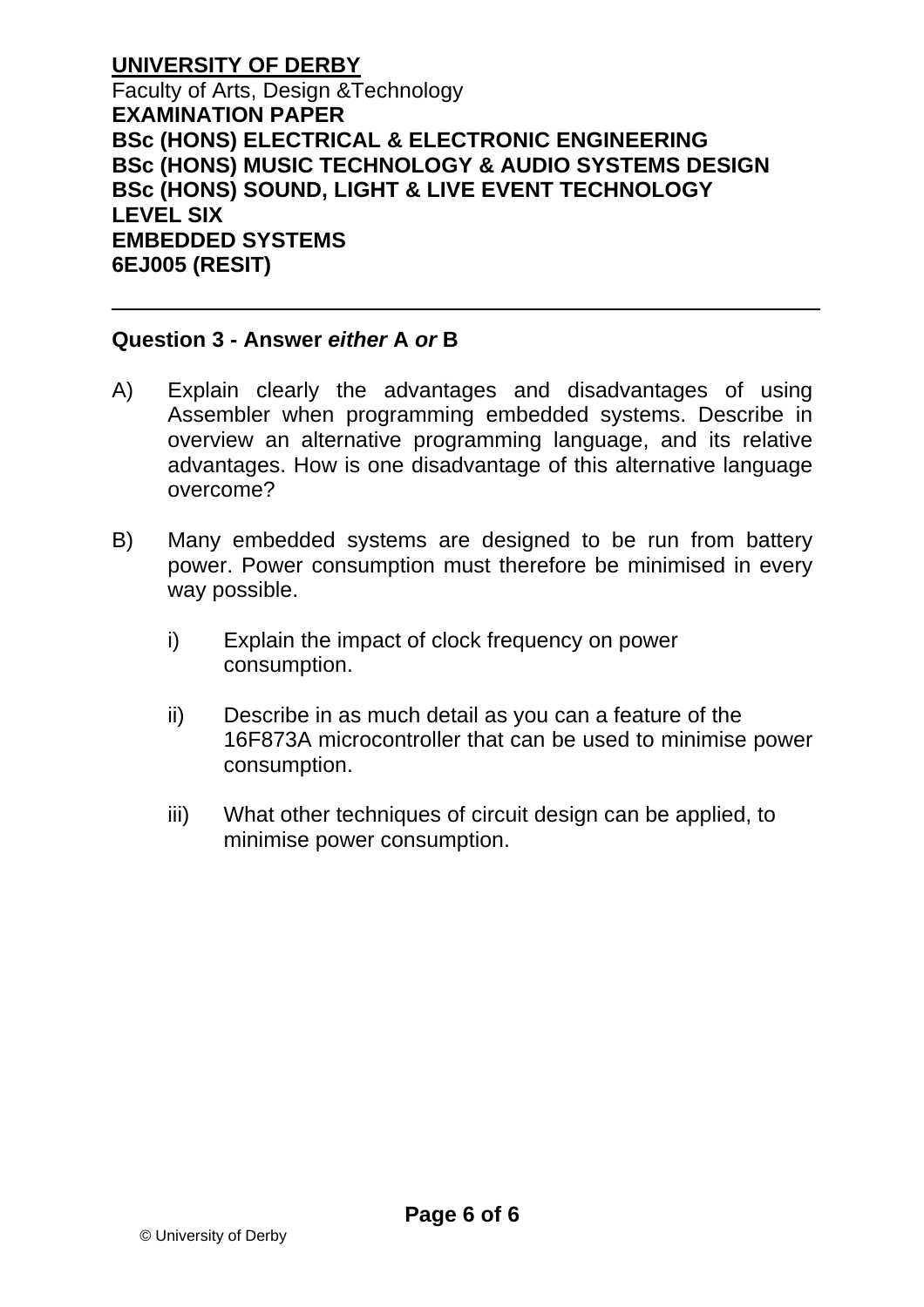**UNIVERSITY OF DERBY**
Faculty of Arts, Design &Technology
**EXAMINATION PAPER**
**BSc (HONS) ELECTRICAL & ELECTRONIC ENGINEERING**
**BSc (HONS) MUSIC TECHNOLOGY & AUDIO SYSTEMS DESIGN**
**BSc (HONS) SOUND, LIGHT & LIVE EVENT TECHNOLOGY**
**LEVEL SIX**
**EMBEDDED SYSTEMS**
**6EJ005 (RESIT)**

---

**Question 3 - Answer *either* A *or* B**

A) Explain clearly the advantages and disadvantages of using Assembler when programming embedded systems. Describe in overview an alternative programming language, and its relative advantages. How is one disadvantage of this alternative language overcome?

B) Many embedded systems are designed to be run from battery power. Power consumption must therefore be minimised in every way possible.

   i) Explain the impact of clock frequency on power consumption.

   ii) Describe in as much detail as you can a feature of the 16F873A microcontroller that can be used to minimise power consumption.

   iii) What other techniques of circuit design can be applied, to minimise power consumption.

© University of Derby